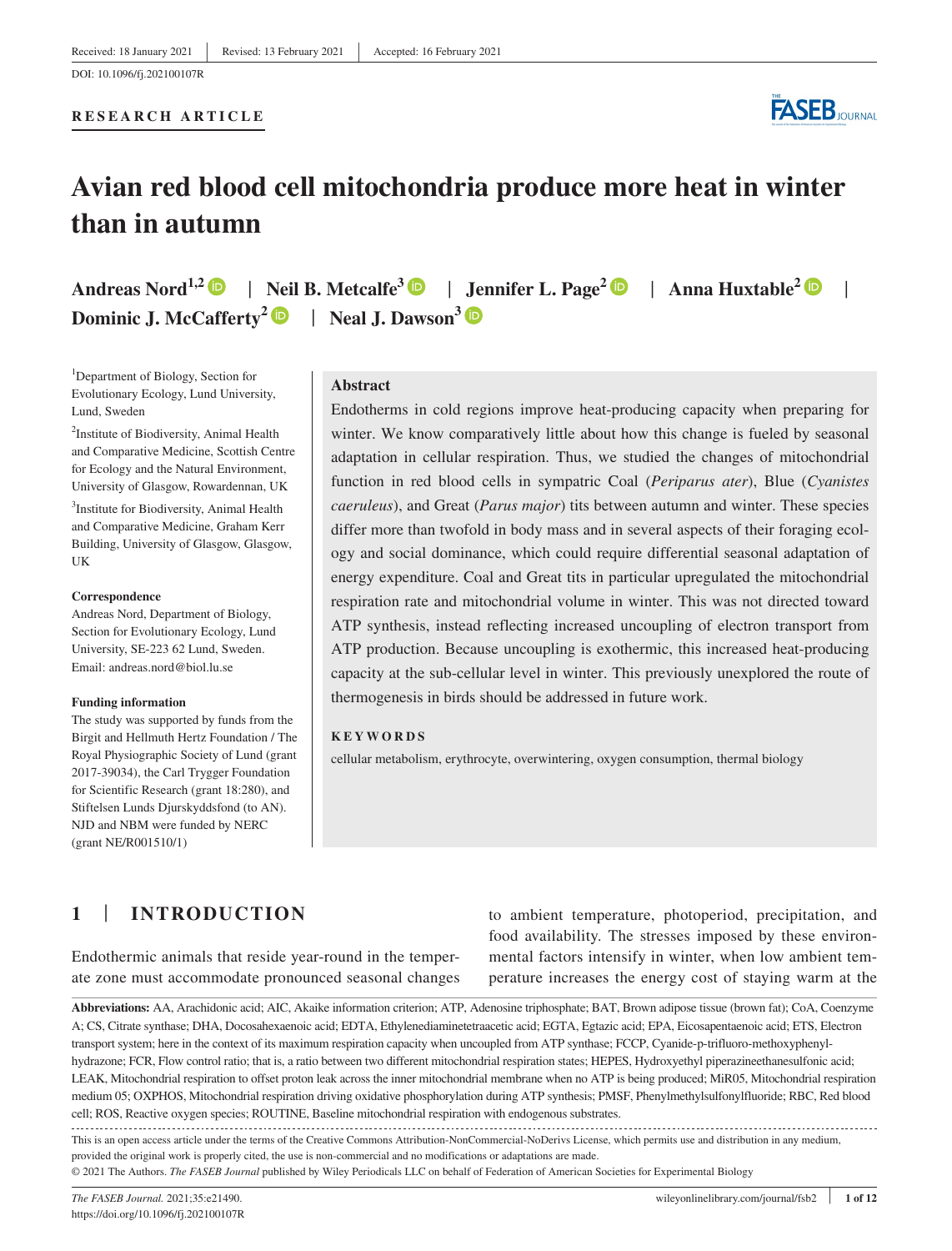Received: 18 January 2021 | Revised: 13 February 2021 | Accepted: 16 February 2021

DOI: 10.1096/fj.202100107R

**RESEARCH ARTICLE**

# Avian red blood cell mitochondria produce more heat in winter than in autumn

**Andreas Nord**[1,2] | **Neil B. Metcalfe**[3] | **Jennifer L. Page**[2] | **Anna Huxtable**[2] | **Dominic J. McCafferty**[2] | **Neal J. Dawson**[3]

[1]Department of Biology, Section for Evolutionary Ecology, Lund University, Lund, Sweden

[2]Institute of Biodiversity, Animal Health and Comparative Medicine, Scottish Centre for Ecology and the Natural Environment, University of Glasgow, Rowardennan, UK

[3]Institute for Biodiversity, Animal Health and Comparative Medicine, Graham Kerr Building, University of Glasgow, Glasgow, UK

**Correspondence**
Andreas Nord, Department of Biology, Section for Evolutionary Ecology, Lund University, SE-223 62 Lund, Sweden.
Email: andreas.nord@biol.lu.se

**Funding information**
The study was supported by funds from the Birgit and Hellmuth Hertz Foundation / The Royal Physiographic Society of Lund (grant 2017-39034), the Carl Trygger Foundation for Scientific Research (grant 18:280), and Stiftelsen Lunds Djurskyddsfond (to AN). NJD and NBM were funded by NERC (grant NE/R001510/1)

## Abstract

Endotherms in cold regions improve heat-producing capacity when preparing for winter. We know comparatively little about how this change is fueled by seasonal adaptation in cellular respiration. Thus, we studied the changes of mitochondrial function in red blood cells in sympatric Coal (*Periparus ater*), Blue (*Cyanistes caeruleus*), and Great (*Parus major*) tits between autumn and winter. These species differ more than twofold in body mass and in several aspects of their foraging ecology and social dominance, which could require differential seasonal adaptation of energy expenditure. Coal and Great tits in particular upregulated the mitochondrial respiration rate and mitochondrial volume in winter. This was not directed toward ATP synthesis, instead reflecting increased uncoupling of electron transport from ATP production. Because uncoupling is exothermic, this increased heat-producing capacity at the sub-cellular level in winter. This previously unexplored the route of thermogenesis in birds should be addressed in future work.

**KEYWORDS**

cellular metabolism, erythrocyte, overwintering, oxygen consumption, thermal biology

## 1 | INTRODUCTION

Endothermic animals that reside year-round in the temperate zone must accommodate pronounced seasonal changes to ambient temperature, photoperiod, precipitation, and food availability. The stresses imposed by these environmental factors intensify in winter, when low ambient temperature increases the energy cost of staying warm at the

**Abbreviations:** AA, Arachidonic acid; AIC, Akaike information criterion; ATP, Adenosine triphosphate; BAT, Brown adipose tissue (brown fat); CoA, Coenzyme A; CS, Citrate synthase; DHA, Docosahexaenoic acid; EDTA, Ethylenediaminetetraacetic acid; EGTA, Egtazic acid; EPA, Eicosapentaenoic acid; ETS, Electron transport system; here in the context of its maximum respiration capacity when uncoupled from ATP synthase; FCCP, Cyanide-p-trifluoro-methoxyphenyl-hydrazone; FCR, Flow control ratio; that is, a ratio between two different mitochondrial respiration states; HEPES, Hydroxyethyl piperazineethanesulfonic acid; LEAK, Mitochondrial respiration to offset proton leak across the inner mitochondrial membrane when no ATP is being produced; MiR05, Mitochondrial respiration medium 05; OXPHOS, Mitochondrial respiration driving oxidative phosphorylation during ATP synthesis; PMSF, Phenylmethylsulfonylfluoride; RBC, Red blood cell; ROS, Reactive oxygen species; ROUTINE, Baseline mitochondrial respiration with endogenous substrates.

This is an open access article under the terms of the Creative Commons Attribution-NonCommercial-NoDerivs License, which permits use and distribution in any medium, provided the original work is properly cited, the use is non-commercial and no modifications or adaptations are made.
© 2021 The Authors. *The FASEB Journal* published by Wiley Periodicals LLC on behalf of Federation of American Societies for Experimental Biology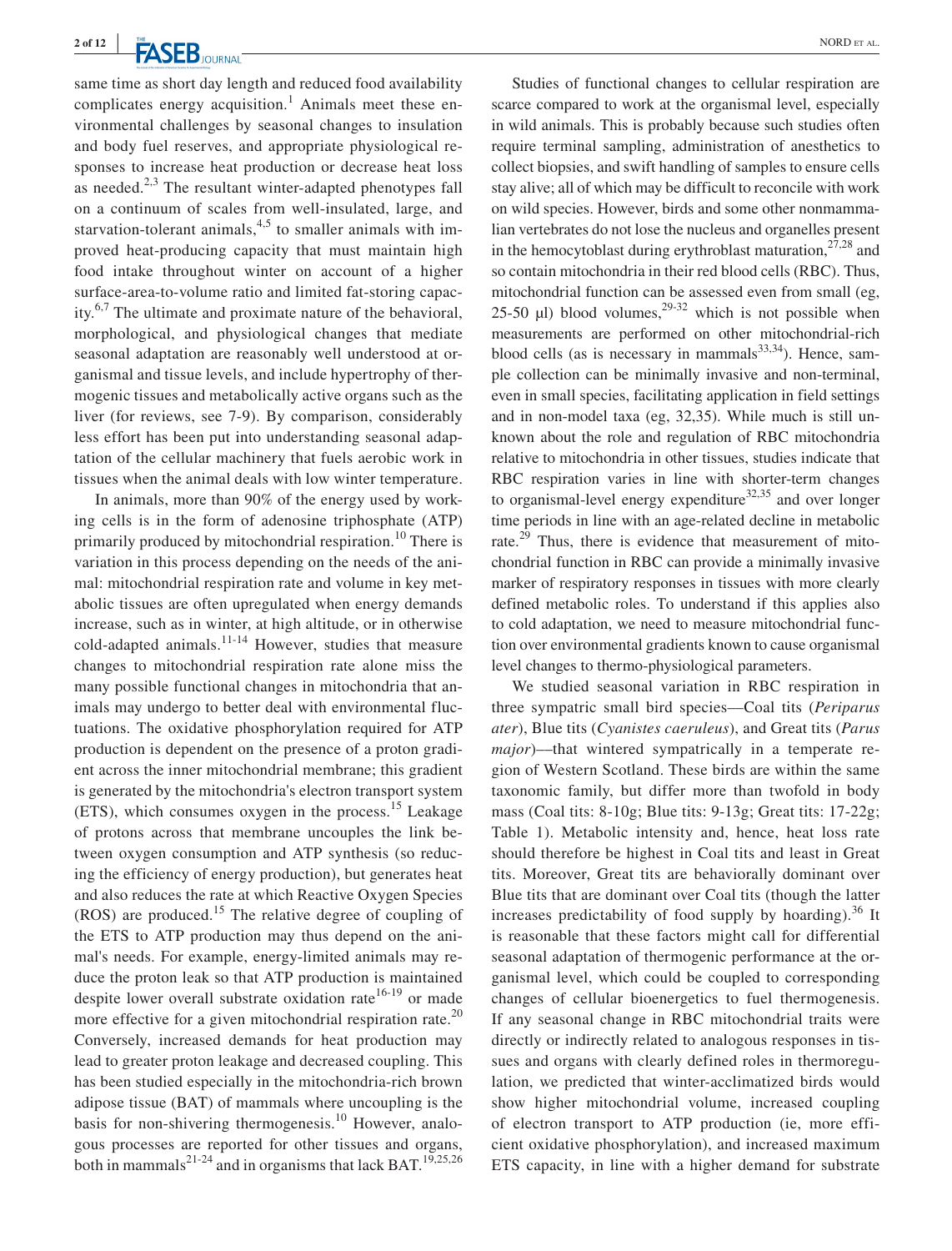same time as short day length and reduced food availability complicates energy acquisition.[1] Animals meet these environmental challenges by seasonal changes to insulation and body fuel reserves, and appropriate physiological responses to increase heat production or decrease heat loss as needed.[2,3] The resultant winter-adapted phenotypes fall on a continuum of scales from well-insulated, large, and starvation-tolerant animals,[4,5] to smaller animals with improved heat-producing capacity that must maintain high food intake throughout winter on account of a higher surface-area-to-volume ratio and limited fat-storing capacity.[6,7] The ultimate and proximate nature of the behavioral, morphological, and physiological changes that mediate seasonal adaptation are reasonably well understood at organismal and tissue levels, and include hypertrophy of thermogenic tissues and metabolically active organs such as the liver (for reviews, see 7-9). By comparison, considerably less effort has been put into understanding seasonal adaptation of the cellular machinery that fuels aerobic work in tissues when the animal deals with low winter temperature.

In animals, more than 90% of the energy used by working cells is in the form of adenosine triphosphate (ATP) primarily produced by mitochondrial respiration.[10] There is variation in this process depending on the needs of the animal: mitochondrial respiration rate and volume in key metabolic tissues are often upregulated when energy demands increase, such as in winter, at high altitude, or in otherwise cold-adapted animals.[11-14] However, studies that measure changes to mitochondrial respiration rate alone miss the many possible functional changes in mitochondria that animals may undergo to better deal with environmental fluctuations. The oxidative phosphorylation required for ATP production is dependent on the presence of a proton gradient across the inner mitochondrial membrane; this gradient is generated by the mitochondria's electron transport system (ETS), which consumes oxygen in the process.[15] Leakage of protons across that membrane uncouples the link between oxygen consumption and ATP synthesis (so reducing the efficiency of energy production), but generates heat and also reduces the rate at which Reactive Oxygen Species (ROS) are produced.[15] The relative degree of coupling of the ETS to ATP production may thus depend on the animal's needs. For example, energy-limited animals may reduce the proton leak so that ATP production is maintained despite lower overall substrate oxidation rate[16-19] or made more effective for a given mitochondrial respiration rate.[20] Conversely, increased demands for heat production may lead to greater proton leakage and decreased coupling. This has been studied especially in the mitochondria-rich brown adipose tissue (BAT) of mammals where uncoupling is the basis for non-shivering thermogenesis.[10] However, analogous processes are reported for other tissues and organs, both in mammals[21-24] and in organisms that lack BAT.[19,25,26]

Studies of functional changes to cellular respiration are scarce compared to work at the organismal level, especially in wild animals. This is probably because such studies often require terminal sampling, administration of anesthetics to collect biopsies, and swift handling of samples to ensure cells stay alive; all of which may be difficult to reconcile with work on wild species. However, birds and some other nonmammalian vertebrates do not lose the nucleus and organelles present in the hemocytoblast during erythroblast maturation,[27,28] and so contain mitochondria in their red blood cells (RBC). Thus, mitochondrial function can be assessed even from small (eg, 25-50 μl) blood volumes,[29-32] which is not possible when measurements are performed on other mitochondrial-rich blood cells (as is necessary in mammals[33,34]). Hence, sample collection can be minimally invasive and non-terminal, even in small species, facilitating application in field settings and in non-model taxa (eg, 32,35). While much is still unknown about the role and regulation of RBC mitochondria relative to mitochondria in other tissues, studies indicate that RBC respiration varies in line with shorter-term changes to organismal-level energy expenditure[32,35] and over longer time periods in line with an age-related decline in metabolic rate.[29] Thus, there is evidence that measurement of mitochondrial function in RBC can provide a minimally invasive marker of respiratory responses in tissues with more clearly defined metabolic roles. To understand if this applies also to cold adaptation, we need to measure mitochondrial function over environmental gradients known to cause organismal level changes to thermo-physiological parameters.

We studied seasonal variation in RBC respiration in three sympatric small bird species—Coal tits (*Periparus ater*), Blue tits (*Cyanistes caeruleus*), and Great tits (*Parus major*)—that wintered sympatrically in a temperate region of Western Scotland. These birds are within the same taxonomic family, but differ more than twofold in body mass (Coal tits: 8-10g; Blue tits: 9-13g; Great tits: 17-22g; Table 1). Metabolic intensity and, hence, heat loss rate should therefore be highest in Coal tits and least in Great tits. Moreover, Great tits are behaviorally dominant over Blue tits that are dominant over Coal tits (though the latter increases predictability of food supply by hoarding).[36] It is reasonable that these factors might call for differential seasonal adaptation of thermogenic performance at the organismal level, which could be coupled to corresponding changes of cellular bioenergetics to fuel thermogenesis. If any seasonal change in RBC mitochondrial traits were directly or indirectly related to analogous responses in tissues and organs with clearly defined roles in thermoregulation, we predicted that winter-acclimatized birds would show higher mitochondrial volume, increased coupling of electron transport to ATP production (ie, more efficient oxidative phosphorylation), and increased maximum ETS capacity, in line with a higher demand for substrate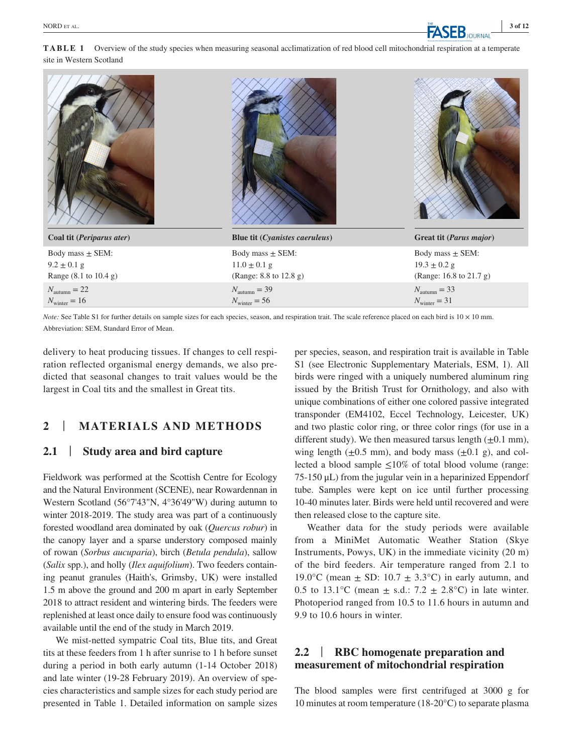**TABLE 1** Overview of the study species when measuring seasonal acclimatization of red blood cell mitochondrial respiration at a temperate site in Western Scotland

| Coal tit (*Periparus ater*) | Blue tit (*Cyanistes caeruleus*) | Great tit (*Parus major*) |
|---|---|---|
| Body mass ± SEM: 9.2 ± 0.1 g Range (8.1 to 10.4 g) | Body mass ± SEM: 11.0 ± 0.1 g (Range: 8.8 to 12.8 g) | Body mass ± SEM: 19.3 ± 0.2 g (Range: 16.8 to 21.7 g) |
| $N_{autumn} = 22$ $N_{winter} = 16$ | $N_{autumn} = 39$ $N_{winter} = 56$ | $N_{autumn} = 33$ $N_{winter} = 31$ |

*Note:* See Table S1 for further details on sample sizes for each species, season, and respiration trait. The scale reference placed on each bird is 10 × 10 mm.
Abbreviation: SEM, Standard Error of Mean.

delivery to heat producing tissues. If changes to cell respiration reflected organismal energy demands, we also predicted that seasonal changes to trait values would be the largest in Coal tits and the smallest in Great tits.

## 2 | MATERIALS AND METHODS

### 2.1 | Study area and bird capture

Fieldwork was performed at the Scottish Centre for Ecology and the Natural Environment (SCENE), near Rowardennan in Western Scotland (56°7'43"N, 4°36'49"W) during autumn to winter 2018-2019. The study area was part of a continuously forested woodland area dominated by oak (*Quercus robur*) in the canopy layer and a sparse understory composed mainly of rowan (*Sorbus aucuparia*), birch (*Betula pendula*), sallow (*Salix* spp.), and holly (*Ilex aquifolium*). Two feeders containing peanut granules (Haith's, Grimsby, UK) were installed 1.5 m above the ground and 200 m apart in early September 2018 to attract resident and wintering birds. The feeders were replenished at least once daily to ensure food was continuously available until the end of the study in March 2019.

We mist-netted sympatric Coal tits, Blue tits, and Great tits at these feeders from 1 h after sunrise to 1 h before sunset during a period in both early autumn (1-14 October 2018) and late winter (19-28 February 2019). An overview of species characteristics and sample sizes for each study period are presented in Table 1. Detailed information on sample sizes per species, season, and respiration trait is available in Table S1 (see Electronic Supplementary Materials, ESM, 1). All birds were ringed with a uniquely numbered aluminum ring issued by the British Trust for Ornithology, and also with unique combinations of either one colored passive integrated transponder (EM4102, Eccel Technology, Leicester, UK) and two plastic color ring, or three color rings (for use in a different study). We then measured tarsus length (±0.1 mm), wing length (±0.5 mm), and body mass (±0.1 g), and collected a blood sample ≤10% of total blood volume (range: 75-150 µL) from the jugular vein in a heparinized Eppendorf tube. Samples were kept on ice until further processing 10-40 minutes later. Birds were held until recovered and were then released close to the capture site.

Weather data for the study periods were available from a MiniMet Automatic Weather Station (Skye Instruments, Powys, UK) in the immediate vicinity (20 m) of the bird feeders. Air temperature ranged from 2.1 to 19.0°C (mean ± SD: 10.7 ± 3.3°C) in early autumn, and 0.5 to 13.1°C (mean ± s.d.: 7.2 ± 2.8°C) in late winter. Photoperiod ranged from 10.5 to 11.6 hours in autumn and 9.9 to 10.6 hours in winter.

### 2.2 | RBC homogenate preparation and measurement of mitochondrial respiration

The blood samples were first centrifuged at 3000 g for 10 minutes at room temperature (18-20°C) to separate plasma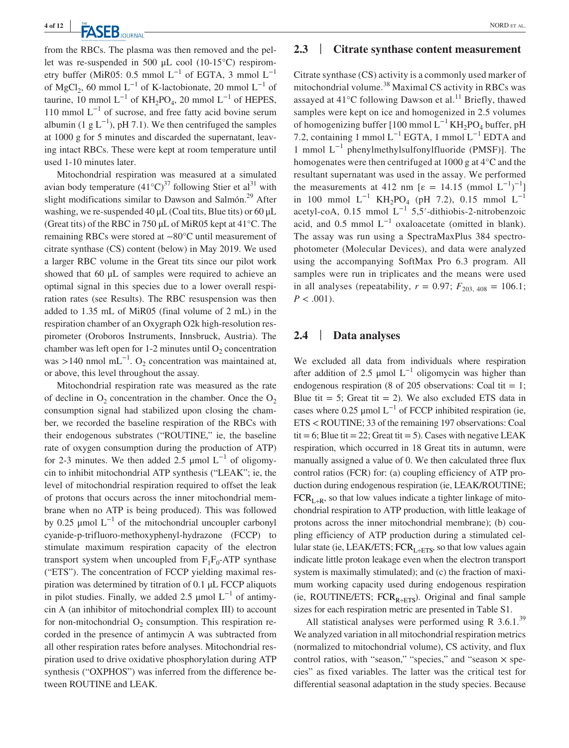from the RBCs. The plasma was then removed and the pellet was re-suspended in 500 μL cool (10-15°C) respirometry buffer (MiR05: 0.5 mmol $L^{-1}$ of EGTA, 3 mmol $L^{-1}$ of $MgCl_2$, 60 mmol $L^{-1}$ of K-lactobionate, 20 mmol $L^{-1}$ of taurine, 10 mmol $L^{-1}$ of $KH_2PO_4$, 20 mmol $L^{-1}$ of HEPES, 110 mmol $L^{-1}$ of sucrose, and free fatty acid bovine serum albumin (1 g $L^{-1}$), pH 7.1). We then centrifuged the samples at 1000 g for 5 minutes and discarded the supernatant, leaving intact RBCs. These were kept at room temperature until used 1-10 minutes later.

Mitochondrial respiration was measured at a simulated avian body temperature (41°C)[37] following Stier et al[31] with slight modifications similar to Dawson and Salmón.[29] After washing, we re-suspended 40 μL (Coal tits, Blue tits) or 60 μL (Great tits) of the RBC in 750 μL of MiR05 kept at 41°C. The remaining RBCs were stored at −80°C until measurement of citrate synthase (CS) content (below) in May 2019. We used a larger RBC volume in the Great tits since our pilot work showed that 60 μL of samples were required to achieve an optimal signal in this species due to a lower overall respiration rates (see Results). The RBC resuspension was then added to 1.35 mL of MiR05 (final volume of 2 mL) in the respiration chamber of an Oxygraph O2k high-resolution respirometer (Oroboros Instruments, Innsbruck, Austria). The chamber was left open for 1-2 minutes until $O_2$ concentration was >140 nmol $mL^{-1}$. $O_2$ concentration was maintained at, or above, this level throughout the assay.

Mitochondrial respiration rate was measured as the rate of decline in $O_2$ concentration in the chamber. Once the $O_2$ consumption signal had stabilized upon closing the chamber, we recorded the baseline respiration of the RBCs with their endogenous substrates ("ROUTINE," ie, the baseline rate of oxygen consumption during the production of ATP) for 2-3 minutes. We then added 2.5 μmol $L^{-1}$ of oligomycin to inhibit mitochondrial ATP synthesis ("LEAK"; ie, the level of mitochondrial respiration required to offset the leak of protons that occurs across the inner mitochondrial membrane when no ATP is being produced). This was followed by 0.25 μmol $L^{-1}$ of the mitochondrial uncoupler carbonyl cyanide-p-trifluoro-methoxyphenyl-hydrazone (FCCP) to stimulate maximum respiration capacity of the electron transport system when uncoupled from $F_1F_0$-ATP synthase ("ETS"). The concentration of FCCP yielding maximal respiration was determined by titration of 0.1 μL FCCP aliquots in pilot studies. Finally, we added 2.5 μmol $L^{-1}$ of antimycin A (an inhibitor of mitochondrial complex III) to account for non-mitochondrial $O_2$ consumption. This respiration recorded in the presence of antimycin A was subtracted from all other respiration rates before analyses. Mitochondrial respiration used to drive oxidative phosphorylation during ATP synthesis ("OXPHOS") was inferred from the difference between ROUTINE and LEAK.

## 2.3 | Citrate synthase content measurement

Citrate synthase (CS) activity is a commonly used marker of mitochondrial volume.[38] Maximal CS activity in RBCs was assayed at 41°C following Dawson et al.[11] Briefly, thawed samples were kept on ice and homogenized in 2.5 volumes of homogenizing buffer [100 mmol $L^{-1}$ $KH_2PO_4$ buffer, pH 7.2, containing 1 mmol $L^{-1}$ EGTA, 1 mmol $L^{-1}$ EDTA and 1 mmol $L^{-1}$ phenylmethylsulfonylfluoride (PMSF)]. The homogenates were then centrifuged at 1000 g at 4°C and the resultant supernatant was used in the assay. We performed the measurements at 412 nm [$\varepsilon$ = 14.15 (mmol $L^{-1}$)$^{-1}$] in 100 mmol $L^{-1}$ $KH_2PO_4$ (pH 7.2), 0.15 mmol $L^{-1}$ acetyl-coA, 0.15 mmol $L^{-1}$ 5,5′-dithiobis-2-nitrobenzoic acid, and 0.5 mmol $L^{-1}$ oxaloacetate (omitted in blank). The assay was run using a SpectraMaxPlus 384 spectrophotometer (Molecular Devices), and data were analyzed using the accompanying SoftMax Pro 6.3 program. All samples were run in triplicates and the means were used in all analyses (repeatability, $r = 0.97$; $F_{203, 408} = 106.1$; $P < .001$).

## 2.4 | Data analyses

We excluded all data from individuals where respiration after addition of 2.5 μmol $L^{-1}$ oligomycin was higher than endogenous respiration (8 of 205 observations: Coal tit = 1; Blue tit = 5; Great tit = 2). We also excluded ETS data in cases where 0.25 μmol $L^{-1}$ of FCCP inhibited respiration (ie, ETS < ROUTINE; 33 of the remaining 197 observations: Coal tit = 6; Blue tit = 22; Great tit = 5). Cases with negative LEAK respiration, which occurred in 18 Great tits in autumn, were manually assigned a value of 0. We then calculated three flux control ratios (FCR) for: (a) coupling efficiency of ATP production during endogenous respiration (ie, LEAK/ROUTINE; $FCR_{L÷R}$, so that low values indicate a tighter linkage of mitochondrial respiration to ATP production, with little leakage of protons across the inner mitochondrial membrane); (b) coupling efficiency of ATP production during a stimulated cellular state (ie, LEAK/ETS; $FCR_{L÷ETS}$, so that low values again indicate little proton leakage even when the electron transport system is maximally stimulated); and (c) the fraction of maximum working capacity used during endogenous respiration (ie, ROUTINE/ETS; $FCR_{R÷ETS}$). Original and final sample sizes for each respiration metric are presented in Table S1.

All statistical analyses were performed using R 3.6.1.[39] We analyzed variation in all mitochondrial respiration metrics (normalized to mitochondrial volume), CS activity, and flux control ratios, with "season," "species," and "season × species" as fixed variables. The latter was the critical test for differential seasonal adaptation in the study species. Because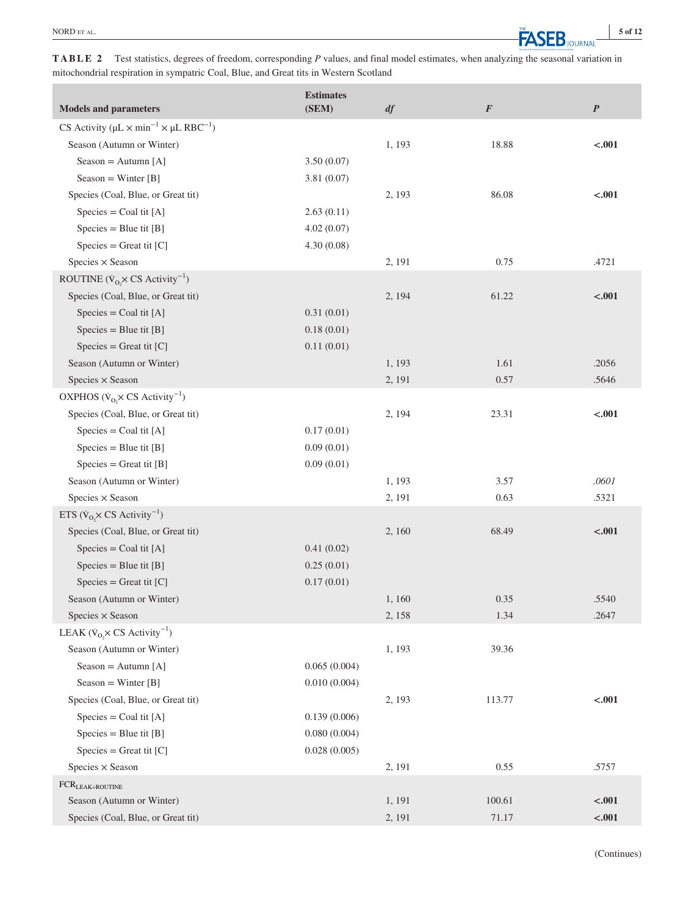**TABLE 2** Test statistics, degrees of freedom, corresponding *P* values, and final model estimates, when analyzing the seasonal variation in mitochondrial respiration in sympatric Coal, Blue, and Great tits in Western Scotland

| Models and parameters | Estimates (SEM) | *df* | *F* | *P* |
|---|---|---|---|---|
| CS Activity ($\mu L \times min^{-1} \times \mu L\ RBC^{-1}$) | | | | |
| Season (Autumn or Winter) | | 1, 193 | 18.88 | **<.001** |
| Season = Autumn [A] | 3.50 (0.07) | | | |
| Season = Winter [B] | 3.81 (0.07) | | | |
| Species (Coal, Blue, or Great tit) | | 2, 193 | 86.08 | **<.001** |
| Species = Coal tit [A] | 2.63 (0.11) | | | |
| Species = Blue tit [B] | 4.02 (0.07) | | | |
| Species = Great tit [C] | 4.30 (0.08) | | | |
| Species × Season | | 2, 191 | 0.75 | .4721 |
| ROUTINE ($\dot{V}_{O_2} \times$ CS Activity$^{-1}$) | | | | |
| Species (Coal, Blue, or Great tit) | | 2, 194 | 61.22 | **<.001** |
| Species = Coal tit [A] | 0.31 (0.01) | | | |
| Species = Blue tit [B] | 0.18 (0.01) | | | |
| Species = Great tit [C] | 0.11 (0.01) | | | |
| Season (Autumn or Winter) | | 1, 193 | 1.61 | .2056 |
| Species × Season | | 2, 191 | 0.57 | .5646 |
| OXPHOS ($\dot{V}_{O_2} \times$ CS Activity$^{-1}$) | | | | |
| Species (Coal, Blue, or Great tit) | | 2, 194 | 23.31 | **<.001** |
| Species = Coal tit [A] | 0.17 (0.01) | | | |
| Species = Blue tit [B] | 0.09 (0.01) | | | |
| Species = Great tit [B] | 0.09 (0.01) | | | |
| Season (Autumn or Winter) | | 1, 193 | 3.57 | *.0601* |
| Species × Season | | 2, 191 | 0.63 | .5321 |
| ETS ($\dot{V}_{O_2} \times$ CS Activity$^{-1}$) | | | | |
| Species (Coal, Blue, or Great tit) | | 2, 160 | 68.49 | **<.001** |
| Species = Coal tit [A] | 0.41 (0.02) | | | |
| Species = Blue tit [B] | 0.25 (0.01) | | | |
| Species = Great tit [C] | 0.17 (0.01) | | | |
| Season (Autumn or Winter) | | 1, 160 | 0.35 | .5540 |
| Species × Season | | 2, 158 | 1.34 | .2647 |
| LEAK ($\dot{V}_{O_2} \times$ CS Activity$^{-1}$) | | | | |
| Season (Autumn or Winter) | | 1, 193 | 39.36 | |
| Season = Autumn [A] | 0.065 (0.004) | | | |
| Season = Winter [B] | 0.010 (0.004) | | | |
| Species (Coal, Blue, or Great tit) | | 2, 193 | 113.77 | **<.001** |
| Species = Coal tit [A] | 0.139 (0.006) | | | |
| Species = Blue tit [B] | 0.080 (0.004) | | | |
| Species = Great tit [C] | 0.028 (0.005) | | | |
| Species × Season | | 2, 191 | 0.55 | .5757 |
| $FCR_{LEAK/ROUTINE}$ | | | | |
| Season (Autumn or Winter) | | 1, 191 | 100.61 | **<.001** |
| Species (Coal, Blue, or Great tit) | | 2, 191 | 71.17 | **<.001** |

(Continues)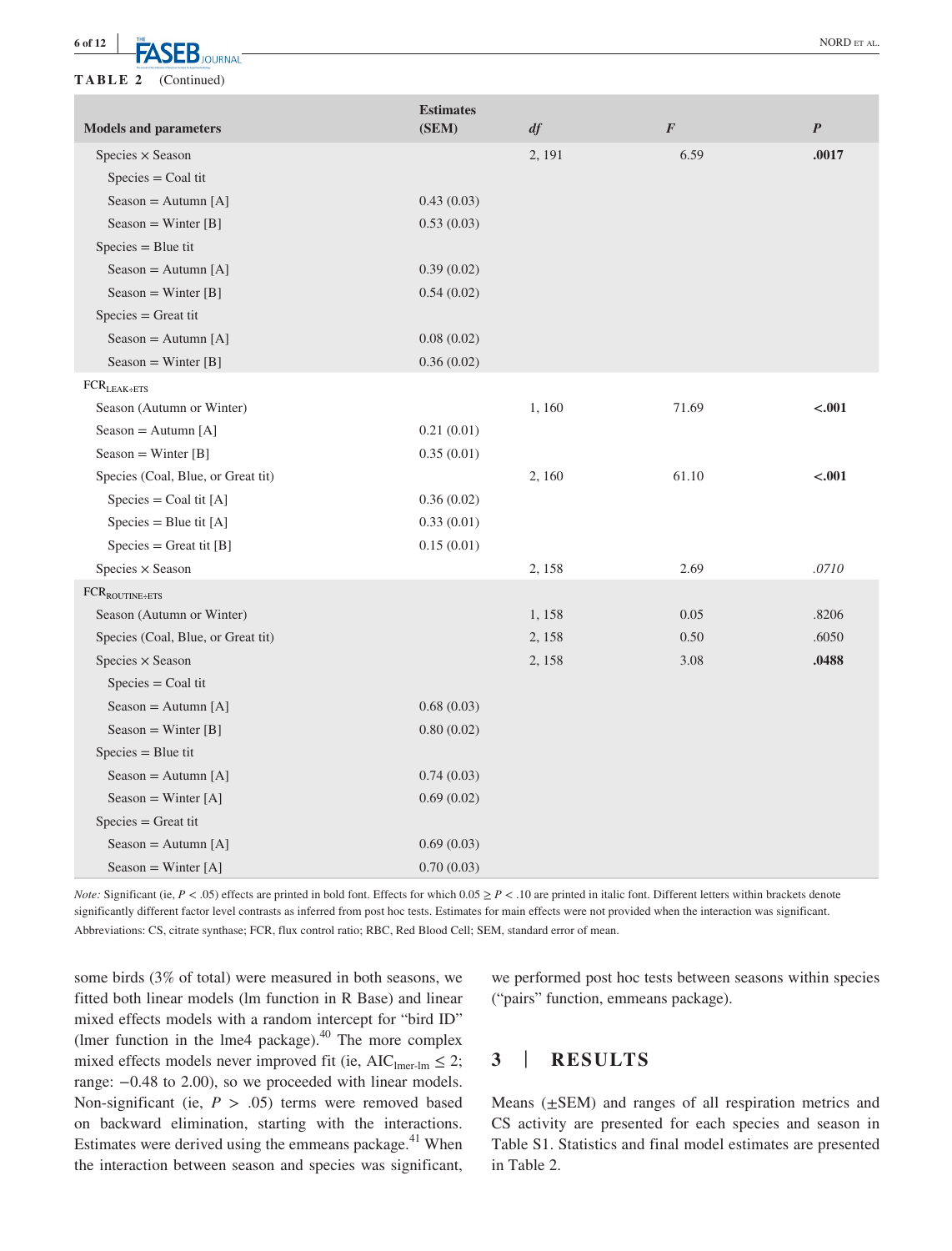**TABLE 2** (Continued)

| Models and parameters | Estimates (SEM) | *df* | *F* | *P* |
|---|---|---|---|---|
| Species × Season | | 2, 191 | 6.59 | **.0017** |
| Species = Coal tit | | | | |
| Season = Autumn [A] | 0.43 (0.03) | | | |
| Season = Winter [B] | 0.53 (0.03) | | | |
| Species = Blue tit | | | | |
| Season = Autumn [A] | 0.39 (0.02) | | | |
| Season = Winter [B] | 0.54 (0.02) | | | |
| Species = Great tit | | | | |
| Season = Autumn [A] | 0.08 (0.02) | | | |
| Season = Winter [B] | 0.36 (0.02) | | | |
| $FCR_{LEAK÷ETS}$ | | | | |
| Season (Autumn or Winter) | | 1, 160 | 71.69 | **<.001** |
| Season = Autumn [A] | 0.21 (0.01) | | | |
| Season = Winter [B] | 0.35 (0.01) | | | |
| Species (Coal, Blue, or Great tit) | | 2, 160 | 61.10 | **<.001** |
| Species = Coal tit [A] | 0.36 (0.02) | | | |
| Species = Blue tit [A] | 0.33 (0.01) | | | |
| Species = Great tit [B] | 0.15 (0.01) | | | |
| Species × Season | | 2, 158 | 2.69 | *.0710* |
| $FCR_{ROUTINE÷ETS}$ | | | | |
| Season (Autumn or Winter) | | 1, 158 | 0.05 | .8206 |
| Species (Coal, Blue, or Great tit) | | 2, 158 | 0.50 | .6050 |
| Species × Season | | 2, 158 | 3.08 | **.0488** |
| Species = Coal tit | | | | |
| Season = Autumn [A] | 0.68 (0.03) | | | |
| Season = Winter [B] | 0.80 (0.02) | | | |
| Species = Blue tit | | | | |
| Season = Autumn [A] | 0.74 (0.03) | | | |
| Season = Winter [A] | 0.69 (0.02) | | | |
| Species = Great tit | | | | |
| Season = Autumn [A] | 0.69 (0.03) | | | |
| Season = Winter [A] | 0.70 (0.03) | | | |

*Note:* Significant (ie, $P < .05$) effects are printed in bold font. Effects for which $0.05 \geq P < .10$ are printed in italic font. Different letters within brackets denote significantly different factor level contrasts as inferred from post hoc tests. Estimates for main effects were not provided when the interaction was significant.
Abbreviations: CS, citrate synthase; FCR, flux control ratio; RBC, Red Blood Cell; SEM, standard error of mean.

some birds (3% of total) were measured in both seasons, we fitted both linear models (lm function in R Base) and linear mixed effects models with a random intercept for "bird ID" (lmer function in the lme4 package).[40] The more complex mixed effects models never improved fit (ie, $AIC_{lmer\text{-}lm} \leq 2$; range: −0.48 to 2.00), so we proceeded with linear models. Non-significant (ie, $P > .05$) terms were removed based on backward elimination, starting with the interactions. Estimates were derived using the emmeans package.[41] When the interaction between season and species was significant, we performed post hoc tests between seasons within species ("pairs" function, emmeans package).

## 3 | RESULTS

Means (±SEM) and ranges of all respiration metrics and CS activity are presented for each species and season in Table S1. Statistics and final model estimates are presented in Table 2.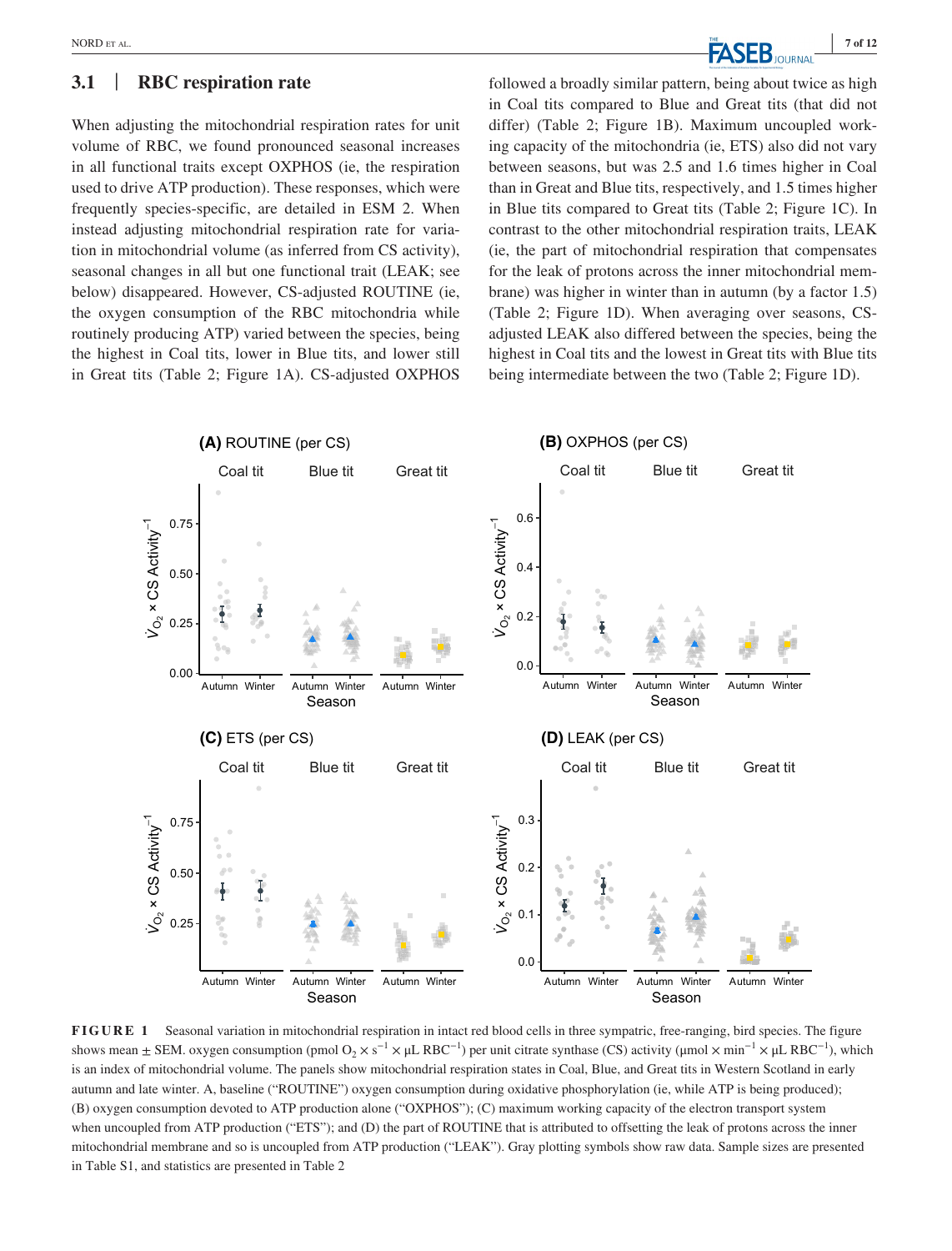## 3.1 | RBC respiration rate

When adjusting the mitochondrial respiration rates for unit volume of RBC, we found pronounced seasonal increases in all functional traits except OXPHOS (ie, the respiration used to drive ATP production). These responses, which were frequently species-specific, are detailed in ESM 2. When instead adjusting mitochondrial respiration rate for variation in mitochondrial volume (as inferred from CS activity), seasonal changes in all but one functional trait (LEAK; see below) disappeared. However, CS-adjusted ROUTINE (ie, the oxygen consumption of the RBC mitochondria while routinely producing ATP) varied between the species, being the highest in Coal tits, lower in Blue tits, and lower still in Great tits (Table 2; Figure 1A). CS-adjusted OXPHOS followed a broadly similar pattern, being about twice as high in Coal tits compared to Blue and Great tits (that did not differ) (Table 2; Figure 1B). Maximum uncoupled working capacity of the mitochondria (ie, ETS) also did not vary between seasons, but was 2.5 and 1.6 times higher in Coal than in Great and Blue tits, respectively, and 1.5 times higher in Blue tits compared to Great tits (Table 2; Figure 1C). In contrast to the other mitochondrial respiration traits, LEAK (ie, the part of mitochondrial respiration that compensates for the leak of protons across the inner mitochondrial membrane) was higher in winter than in autumn (by a factor 1.5) (Table 2; Figure 1D). When averaging over seasons, CS-adjusted LEAK also differed between the species, being the highest in Coal tits and the lowest in Great tits with Blue tits being intermediate between the two (Table 2; Figure 1D).

**FIGURE 1** Seasonal variation in mitochondrial respiration in intact red blood cells in three sympatric, free-ranging, bird species. The figure shows mean ± SEM. oxygen consumption (pmol $O_2 \times s^{-1} \times \mu L$ RBC$^{-1}$) per unit citrate synthase (CS) activity (µmol $\times$ min$^{-1} \times \mu L$ RBC$^{-1}$), which is an index of mitochondrial volume. The panels show mitochondrial respiration states in Coal, Blue, and Great tits in Western Scotland in early autumn and late winter. A, baseline ("ROUTINE") oxygen consumption during oxidative phosphorylation (ie, while ATP is being produced); (B) oxygen consumption devoted to ATP production alone ("OXPHOS"); (C) maximum working capacity of the electron transport system when uncoupled from ATP production ("ETS"); and (D) the part of ROUTINE that is attributed to offsetting the leak of protons across the inner mitochondrial membrane and so is uncoupled from ATP production ("LEAK"). Gray plotting symbols show raw data. Sample sizes are presented in Table S1, and statistics are presented in Table 2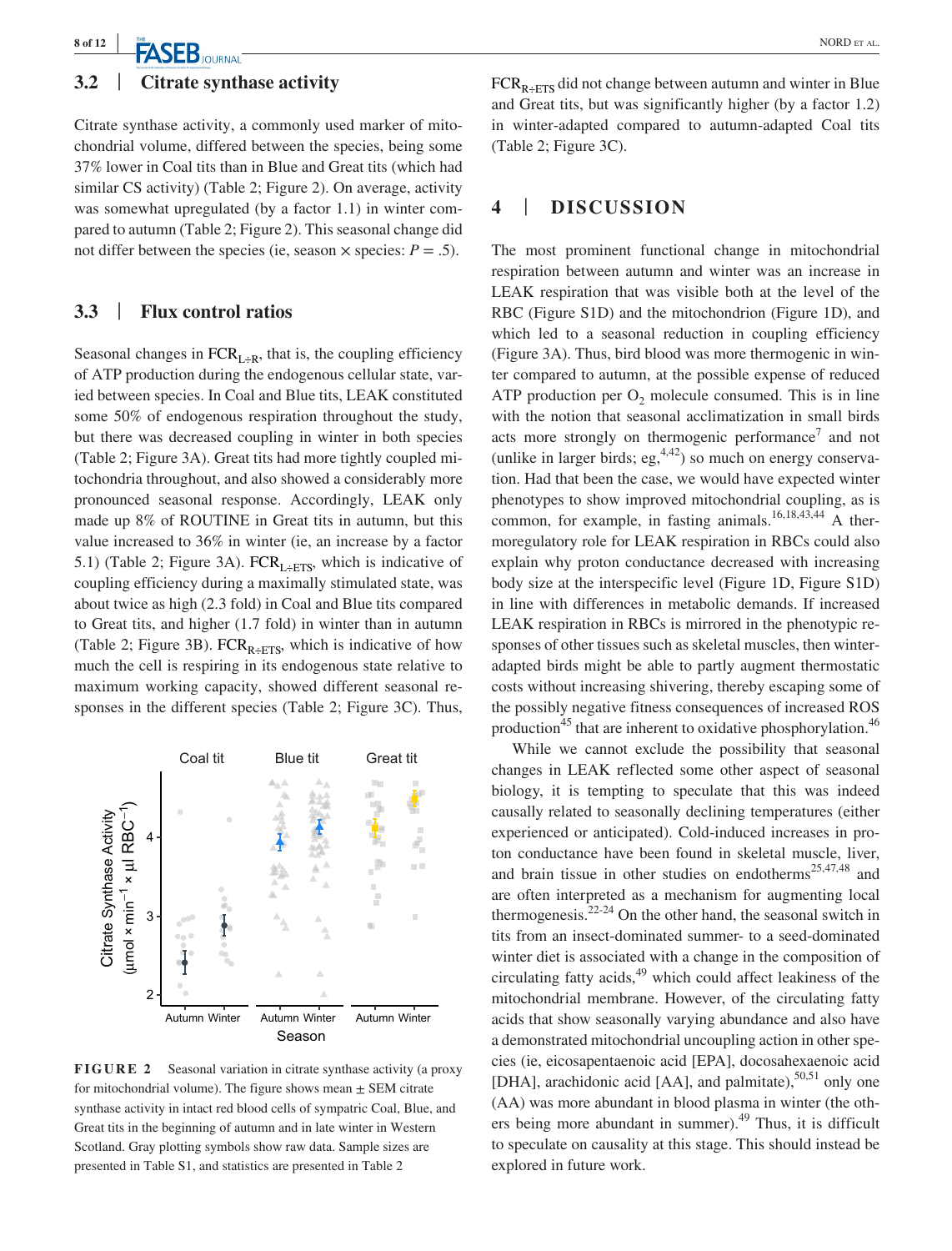## 3.2 | Citrate synthase activity

Citrate synthase activity, a commonly used marker of mitochondrial volume, differed between the species, being some 37% lower in Coal tits than in Blue and Great tits (which had similar CS activity) (Table 2; Figure 2). On average, activity was somewhat upregulated (by a factor 1.1) in winter compared to autumn (Table 2; Figure 2). This seasonal change did not differ between the species (ie, season × species: $P = .5$).

## 3.3 | Flux control ratios

Seasonal changes in $FCR_{L \div R}$, that is, the coupling efficiency of ATP production during the endogenous cellular state, varied between species. In Coal and Blue tits, LEAK constituted some 50% of endogenous respiration throughout the study, but there was decreased coupling in winter in both species (Table 2; Figure 3A). Great tits had more tightly coupled mitochondria throughout, and also showed a considerably more pronounced seasonal response. Accordingly, LEAK only made up 8% of ROUTINE in Great tits in autumn, but this value increased to 36% in winter (ie, an increase by a factor 5.1) (Table 2; Figure 3A). $FCR_{L \div ETS}$, which is indicative of coupling efficiency during a maximally stimulated state, was about twice as high (2.3 fold) in Coal and Blue tits compared to Great tits, and higher (1.7 fold) in winter than in autumn (Table 2; Figure 3B). $FCR_{R \div ETS}$, which is indicative of how much the cell is respiring in its endogenous state relative to maximum working capacity, showed different seasonal responses in the different species (Table 2; Figure 3C). Thus, $FCR_{R \div ETS}$ did not change between autumn and winter in Blue and Great tits, but was significantly higher (by a factor 1.2) in winter-adapted compared to autumn-adapted Coal tits (Table 2; Figure 3C).

**FIGURE 2** Seasonal variation in citrate synthase activity (a proxy for mitochondrial volume). The figure shows mean ± SEM citrate synthase activity in intact red blood cells of sympatric Coal, Blue, and Great tits in the beginning of autumn and in late winter in Western Scotland. Gray plotting symbols show raw data. Sample sizes are presented in Table S1, and statistics are presented in Table 2

# 4 | DISCUSSION

The most prominent functional change in mitochondrial respiration between autumn and winter was an increase in LEAK respiration that was visible both at the level of the RBC (Figure S1D) and the mitochondrion (Figure 1D), and which led to a seasonal reduction in coupling efficiency (Figure 3A). Thus, bird blood was more thermogenic in winter compared to autumn, at the possible expense of reduced ATP production per $O_2$ molecule consumed. This is in line with the notion that seasonal acclimatization in small birds acts more strongly on thermogenic performance[7] and not (unlike in larger birds; eg,[4,42]) so much on energy conservation. Had that been the case, we would have expected winter phenotypes to show improved mitochondrial coupling, as is common, for example, in fasting animals.[16,18,43,44] A thermoregulatory role for LEAK respiration in RBCs could also explain why proton conductance decreased with increasing body size at the interspecific level (Figure 1D, Figure S1D) in line with differences in metabolic demands. If increased LEAK respiration in RBCs is mirrored in the phenotypic responses of other tissues such as skeletal muscles, then winter-adapted birds might be able to partly augment thermostatic costs without increasing shivering, thereby escaping some of the possibly negative fitness consequences of increased ROS production[45] that are inherent to oxidative phosphorylation.[46]

While we cannot exclude the possibility that seasonal changes in LEAK reflected some other aspect of seasonal biology, it is tempting to speculate that this was indeed causally related to seasonally declining temperatures (either experienced or anticipated). Cold-induced increases in proton conductance have been found in skeletal muscle, liver, and brain tissue in other studies on endotherms[25,47,48] and are often interpreted as a mechanism for augmenting local thermogenesis.[22-24] On the other hand, the seasonal switch in tits from an insect-dominated summer- to a seed-dominated winter diet is associated with a change in the composition of circulating fatty acids,[49] which could affect leakiness of the mitochondrial membrane. However, of the circulating fatty acids that show seasonally varying abundance and also have a demonstrated mitochondrial uncoupling action in other species (ie, eicosapentaenoic acid [EPA], docosahexaenoic acid [DHA], arachidonic acid [AA], and palmitate),[50,51] only one (AA) was more abundant in blood plasma in winter (the others being more abundant in summer).[49] Thus, it is difficult to speculate on causality at this stage. This should instead be explored in future work.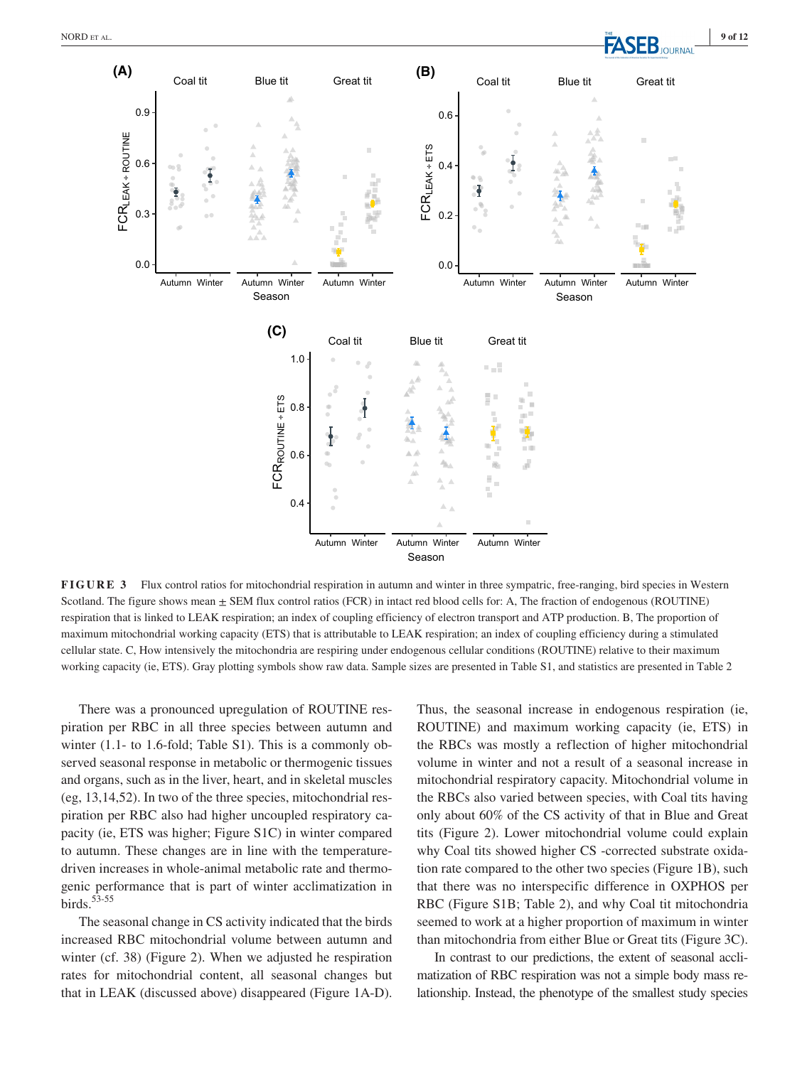**FIGURE 3** Flux control ratios for mitochondrial respiration in autumn and winter in three sympatric, free-ranging, bird species in Western Scotland. The figure shows mean ± SEM flux control ratios (FCR) in intact red blood cells for: A, The fraction of endogenous (ROUTINE) respiration that is linked to LEAK respiration; an index of coupling efficiency of electron transport and ATP production. B, The proportion of maximum mitochondrial working capacity (ETS) that is attributable to LEAK respiration; an index of coupling efficiency during a stimulated cellular state. C, How intensively the mitochondria are respiring under endogenous cellular conditions (ROUTINE) relative to their maximum working capacity (ie, ETS). Gray plotting symbols show raw data. Sample sizes are presented in Table S1, and statistics are presented in Table 2

There was a pronounced upregulation of ROUTINE respiration per RBC in all three species between autumn and winter (1.1- to 1.6-fold; Table S1). This is a commonly observed seasonal response in metabolic or thermogenic tissues and organs, such as in the liver, heart, and in skeletal muscles (eg, 13,14,52). In two of the three species, mitochondrial respiration per RBC also had higher uncoupled respiratory capacity (ie, ETS was higher; Figure S1C) in winter compared to autumn. These changes are in line with the temperature-driven increases in whole-animal metabolic rate and thermogenic performance that is part of winter acclimatization in birds.[53-55]

The seasonal change in CS activity indicated that the birds increased RBC mitochondrial volume between autumn and winter (cf. 38) (Figure 2). When we adjusted he respiration rates for mitochondrial content, all seasonal changes but that in LEAK (discussed above) disappeared (Figure 1A-D). Thus, the seasonal increase in endogenous respiration (ie, ROUTINE) and maximum working capacity (ie, ETS) in the RBCs was mostly a reflection of higher mitochondrial volume in winter and not a result of a seasonal increase in mitochondrial respiratory capacity. Mitochondrial volume in the RBCs also varied between species, with Coal tits having only about 60% of the CS activity of that in Blue and Great tits (Figure 2). Lower mitochondrial volume could explain why Coal tits showed higher CS -corrected substrate oxidation rate compared to the other two species (Figure 1B), such that there was no interspecific difference in OXPHOS per RBC (Figure S1B; Table 2), and why Coal tit mitochondria seemed to work at a higher proportion of maximum in winter than mitochondria from either Blue or Great tits (Figure 3C).

In contrast to our predictions, the extent of seasonal acclimatization of RBC respiration was not a simple body mass relationship. Instead, the phenotype of the smallest study species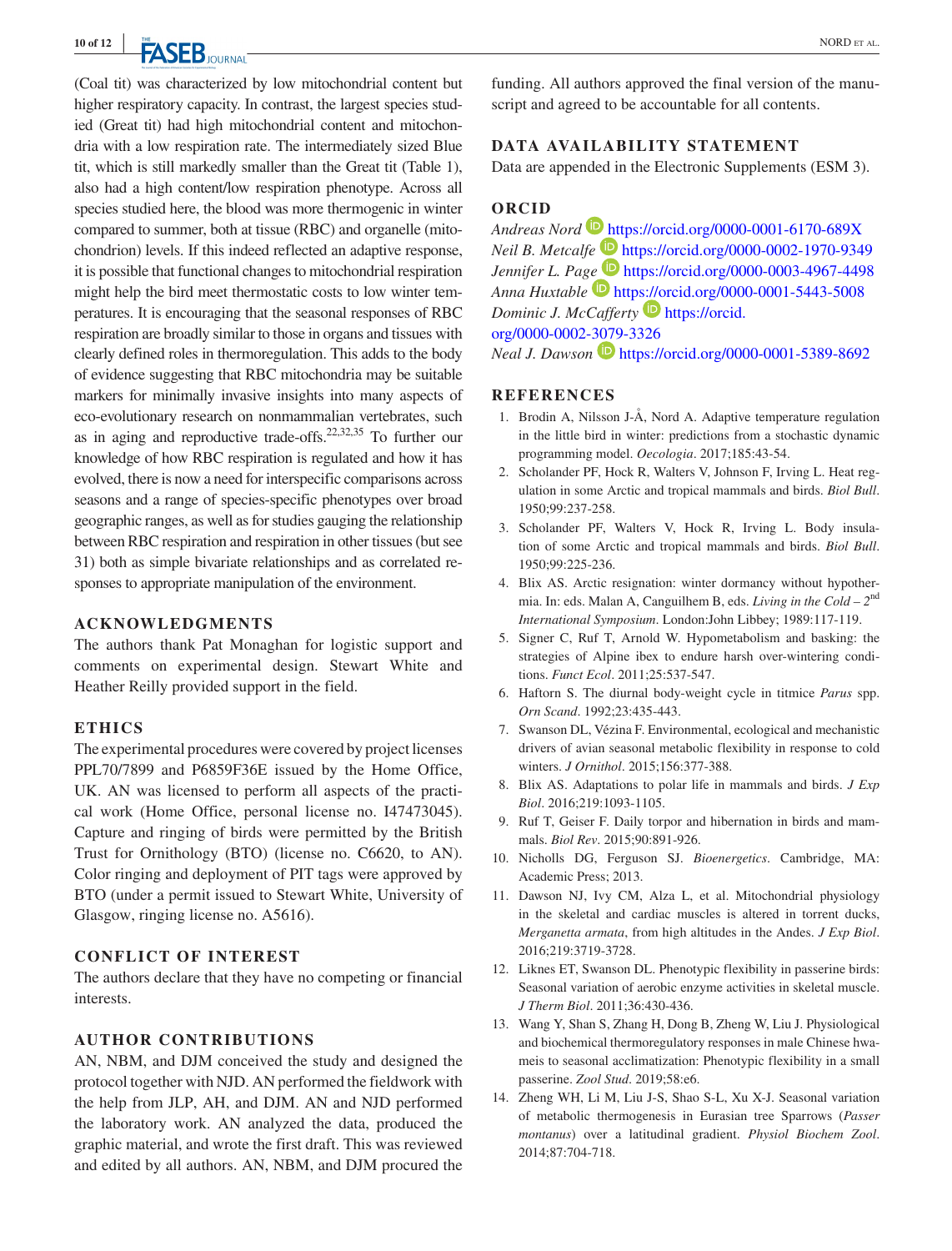(Coal tit) was characterized by low mitochondrial content but higher respiratory capacity. In contrast, the largest species studied (Great tit) had high mitochondrial content and mitochondria with a low respiration rate. The intermediately sized Blue tit, which is still markedly smaller than the Great tit (Table 1), also had a high content/low respiration phenotype. Across all species studied here, the blood was more thermogenic in winter compared to summer, both at tissue (RBC) and organelle (mitochondrion) levels. If this indeed reflected an adaptive response, it is possible that functional changes to mitochondrial respiration might help the bird meet thermostatic costs to low winter temperatures. It is encouraging that the seasonal responses of RBC respiration are broadly similar to those in organs and tissues with clearly defined roles in thermoregulation. This adds to the body of evidence suggesting that RBC mitochondria may be suitable markers for minimally invasive insights into many aspects of eco-evolutionary research on nonmammalian vertebrates, such as in aging and reproductive trade-offs.[22,32,35] To further our knowledge of how RBC respiration is regulated and how it has evolved, there is now a need for interspecific comparisons across seasons and a range of species-specific phenotypes over broad geographic ranges, as well as for studies gauging the relationship between RBC respiration and respiration in other tissues (but see 31) both as simple bivariate relationships and as correlated responses to appropriate manipulation of the environment.

## ACKNOWLEDGMENTS

The authors thank Pat Monaghan for logistic support and comments on experimental design. Stewart White and Heather Reilly provided support in the field.

## ETHICS

The experimental procedures were covered by project licenses PPL70/7899 and P6859F36E issued by the Home Office, UK. AN was licensed to perform all aspects of the practical work (Home Office, personal license no. I47473045). Capture and ringing of birds were permitted by the British Trust for Ornithology (BTO) (license no. C6620, to AN). Color ringing and deployment of PIT tags were approved by BTO (under a permit issued to Stewart White, University of Glasgow, ringing license no. A5616).

## CONFLICT OF INTEREST

The authors declare that they have no competing or financial interests.

## AUTHOR CONTRIBUTIONS

AN, NBM, and DJM conceived the study and designed the protocol together with NJD. AN performed the fieldwork with the help from JLP, AH, and DJM. AN and NJD performed the laboratory work. AN analyzed the data, produced the graphic material, and wrote the first draft. This was reviewed and edited by all authors. AN, NBM, and DJM procured the funding. All authors approved the final version of the manuscript and agreed to be accountable for all contents.

## DATA AVAILABILITY STATEMENT

Data are appended in the Electronic Supplements (ESM 3).

## ORCID

*Andreas Nord* https://orcid.org/0000-0001-6170-689X
*Neil B. Metcalfe* https://orcid.org/0000-0002-1970-9349
*Jennifer L. Page* https://orcid.org/0000-0003-4967-4498
*Anna Huxtable* https://orcid.org/0000-0001-5443-5008
*Dominic J. McCafferty* https://orcid.org/0000-0002-3079-3326
*Neal J. Dawson* https://orcid.org/0000-0001-5389-8692

## REFERENCES

1. Brodin A, Nilsson J-Å, Nord A. Adaptive temperature regulation in the little bird in winter: predictions from a stochastic dynamic programming model. *Oecologia*. 2017;185:43-54.
2. Scholander PF, Hock R, Walters V, Johnson F, Irving L. Heat regulation in some Arctic and tropical mammals and birds. *Biol Bull*. 1950;99:237-258.
3. Scholander PF, Walters V, Hock R, Irving L. Body insulation of some Arctic and tropical mammals and birds. *Biol Bull*. 1950;99:225-236.
4. Blix AS. Arctic resignation: winter dormancy without hypothermia. In: eds. Malan A, Canguilhem B, eds. *Living in the Cold – 2nd International Symposium*. London:John Libbey; 1989:117-119.
5. Signer C, Ruf T, Arnold W. Hypometabolism and basking: the strategies of Alpine ibex to endure harsh over-wintering conditions. *Funct Ecol*. 2011;25:537-547.
6. Haftorn S. The diurnal body-weight cycle in titmice *Parus* spp. *Orn Scand*. 1992;23:435-443.
7. Swanson DL, Vézina F. Environmental, ecological and mechanistic drivers of avian seasonal metabolic flexibility in response to cold winters. *J Ornithol*. 2015;156:377-388.
8. Blix AS. Adaptations to polar life in mammals and birds. *J Exp Biol*. 2016;219:1093-1105.
9. Ruf T, Geiser F. Daily torpor and hibernation in birds and mammals. *Biol Rev*. 2015;90:891-926.
10. Nicholls DG, Ferguson SJ. *Bioenergetics*. Cambridge, MA: Academic Press; 2013.
11. Dawson NJ, Ivy CM, Alza L, et al. Mitochondrial physiology in the skeletal and cardiac muscles is altered in torrent ducks, *Merganetta armata*, from high altitudes in the Andes. *J Exp Biol*. 2016;219:3719-3728.
12. Liknes ET, Swanson DL. Phenotypic flexibility in passerine birds: Seasonal variation of aerobic enzyme activities in skeletal muscle. *J Therm Biol*. 2011;36:430-436.
13. Wang Y, Shan S, Zhang H, Dong B, Zheng W, Liu J. Physiological and biochemical thermoregulatory responses in male Chinese hwameis to seasonal acclimatization: Phenotypic flexibility in a small passerine. *Zool Stud*. 2019;58:e6.
14. Zheng WH, Li M, Liu J-S, Shao S-L, Xu X-J. Seasonal variation of metabolic thermogenesis in Eurasian tree Sparrows (*Passer montanus*) over a latitudinal gradient. *Physiol Biochem Zool*. 2014;87:704-718.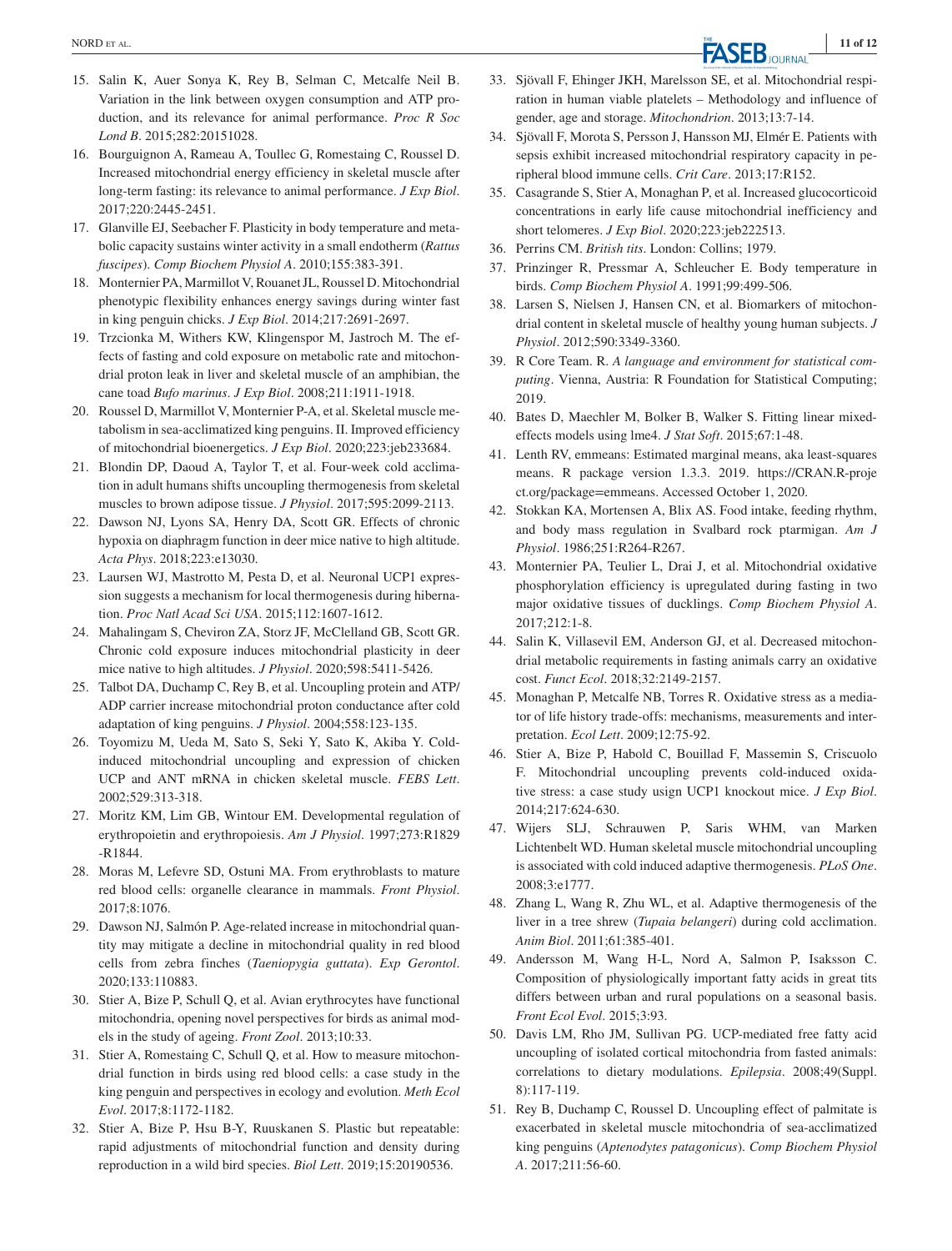15. Salin K, Auer Sonya K, Rey B, Selman C, Metcalfe Neil B. Variation in the link between oxygen consumption and ATP production, and its relevance for animal performance. *Proc R Soc Lond B*. 2015;282:20151028.
16. Bourguignon A, Rameau A, Toullec G, Romestaing C, Roussel D. Increased mitochondrial energy efficiency in skeletal muscle after long-term fasting: its relevance to animal performance. *J Exp Biol*. 2017;220:2445-2451.
17. Glanville EJ, Seebacher F. Plasticity in body temperature and metabolic capacity sustains winter activity in a small endotherm (*Rattus fuscipes*). *Comp Biochem Physiol A*. 2010;155:383-391.
18. Monternier PA, Marmillot V, Rouanet JL, Roussel D. Mitochondrial phenotypic flexibility enhances energy savings during winter fast in king penguin chicks. *J Exp Biol*. 2014;217:2691-2697.
19. Trzcionka M, Withers KW, Klingenspor M, Jastroch M. The effects of fasting and cold exposure on metabolic rate and mitochondrial proton leak in liver and skeletal muscle of an amphibian, the cane toad *Bufo marinus*. *J Exp Biol*. 2008;211:1911-1918.
20. Roussel D, Marmillot V, Monternier P-A, et al. Skeletal muscle metabolism in sea-acclimatized king penguins. II. Improved efficiency of mitochondrial bioenergetics. *J Exp Biol*. 2020;223:jeb233684.
21. Blondin DP, Daoud A, Taylor T, et al. Four-week cold acclimation in adult humans shifts uncoupling thermogenesis from skeletal muscles to brown adipose tissue. *J Physiol*. 2017;595:2099-2113.
22. Dawson NJ, Lyons SA, Henry DA, Scott GR. Effects of chronic hypoxia on diaphragm function in deer mice native to high altitude. *Acta Phys*. 2018;223:e13030.
23. Laursen WJ, Mastrotto M, Pesta D, et al. Neuronal UCP1 expression suggests a mechanism for local thermogenesis during hibernation. *Proc Natl Acad Sci USA*. 2015;112:1607-1612.
24. Mahalingam S, Cheviron ZA, Storz JF, McClelland GB, Scott GR. Chronic cold exposure induces mitochondrial plasticity in deer mice native to high altitudes. *J Physiol*. 2020;598:5411-5426.
25. Talbot DA, Duchamp C, Rey B, et al. Uncoupling protein and ATP/ADP carrier increase mitochondrial proton conductance after cold adaptation of king penguins. *J Physiol*. 2004;558:123-135.
26. Toyomizu M, Ueda M, Sato S, Seki Y, Sato K, Akiba Y. Cold-induced mitochondrial uncoupling and expression of chicken UCP and ANT mRNA in chicken skeletal muscle. *FEBS Lett*. 2002;529:313-318.
27. Moritz KM, Lim GB, Wintour EM. Developmental regulation of erythropoietin and erythropoiesis. *Am J Physiol*. 1997;273:R1829-R1844.
28. Moras M, Lefevre SD, Ostuni MA. From erythroblasts to mature red blood cells: organelle clearance in mammals. *Front Physiol*. 2017;8:1076.
29. Dawson NJ, Salmón P. Age-related increase in mitochondrial quantity may mitigate a decline in mitochondrial quality in red blood cells from zebra finches (*Taeniopygia guttata*). *Exp Gerontol*. 2020;133:110883.
30. Stier A, Bize P, Schull Q, et al. Avian erythrocytes have functional mitochondria, opening novel perspectives for birds as animal models in the study of ageing. *Front Zool*. 2013;10:33.
31. Stier A, Romestaing C, Schull Q, et al. How to measure mitochondrial function in birds using red blood cells: a case study in the king penguin and perspectives in ecology and evolution. *Meth Ecol Evol*. 2017;8:1172-1182.
32. Stier A, Bize P, Hsu B-Y, Ruuskanen S. Plastic but repeatable: rapid adjustments of mitochondrial function and density during reproduction in a wild bird species. *Biol Lett*. 2019;15:20190536.
33. Sjövall F, Ehinger JKH, Marelsson SE, et al. Mitochondrial respiration in human viable platelets – Methodology and influence of gender, age and storage. *Mitochondrion*. 2013;13:7-14.
34. Sjövall F, Morota S, Persson J, Hansson MJ, Elmér E. Patients with sepsis exhibit increased mitochondrial respiratory capacity in peripheral blood immune cells. *Crit Care*. 2013;17:R152.
35. Casagrande S, Stier A, Monaghan P, et al. Increased glucocorticoid concentrations in early life cause mitochondrial inefficiency and short telomeres. *J Exp Biol*. 2020;223:jeb222513.
36. Perrins CM. *British tits*. London: Collins; 1979.
37. Prinzinger R, Pressmar A, Schleucher E. Body temperature in birds. *Comp Biochem Physiol A*. 1991;99:499-506.
38. Larsen S, Nielsen J, Hansen CN, et al. Biomarkers of mitochondrial content in skeletal muscle of healthy young human subjects. *J Physiol*. 2012;590:3349-3360.
39. R Core Team. R. *A language and environment for statistical computing*. Vienna, Austria: R Foundation for Statistical Computing; 2019.
40. Bates D, Maechler M, Bolker B, Walker S. Fitting linear mixed-effects models using lme4. *J Stat Soft*. 2015;67:1-48.
41. Lenth RV, emmeans: Estimated marginal means, aka least-squares means. R package version 1.3.3. 2019. https://CRAN.R-project.org/package=emmeans. Accessed October 1, 2020.
42. Stokkan KA, Mortensen A, Blix AS. Food intake, feeding rhythm, and body mass regulation in Svalbard rock ptarmigan. *Am J Physiol*. 1986;251:R264-R267.
43. Monternier PA, Teulier L, Drai J, et al. Mitochondrial oxidative phosphorylation efficiency is upregulated during fasting in two major oxidative tissues of ducklings. *Comp Biochem Physiol A*. 2017;212:1-8.
44. Salin K, Villasevil EM, Anderson GJ, et al. Decreased mitochondrial metabolic requirements in fasting animals carry an oxidative cost. *Funct Ecol*. 2018;32:2149-2157.
45. Monaghan P, Metcalfe NB, Torres R. Oxidative stress as a mediator of life history trade-offs: mechanisms, measurements and interpretation. *Ecol Lett*. 2009;12:75-92.
46. Stier A, Bize P, Habold C, Bouillaud F, Massemin S, Criscuolo F. Mitochondrial uncoupling prevents cold-induced oxidative stress: a case study usign UCP1 knockout mice. *J Exp Biol*. 2014;217:624-630.
47. Wijers SLJ, Schrauwen P, Saris WHM, van Marken Lichtenbelt WD. Human skeletal muscle mitochondrial uncoupling is associated with cold induced adaptive thermogenesis. *PLoS One*. 2008;3:e1777.
48. Zhang L, Wang R, Zhu WL, et al. Adaptive thermogenesis of the liver in a tree shrew (*Tupaia belangeri*) during cold acclimation. *Anim Biol*. 2011;61:385-401.
49. Andersson M, Wang H-L, Nord A, Salmon P, Isaksson C. Composition of physiologically important fatty acids in great tits differs between urban and rural populations on a seasonal basis. *Front Ecol Evol*. 2015;3:93.
50. Davis LM, Rho JM, Sullivan PG. UCP-mediated free fatty acid uncoupling of isolated cortical mitochondria from fasted animals: correlations to dietary modulations. *Epilepsia*. 2008;49(Suppl. 8):117-119.
51. Rey B, Duchamp C, Roussel D. Uncoupling effect of palmitate is exacerbated in skeletal muscle mitochondria of sea-acclimatized king penguins (*Aptenodytes patagonicus*). *Comp Biochem Physiol A*. 2017;211:56-60.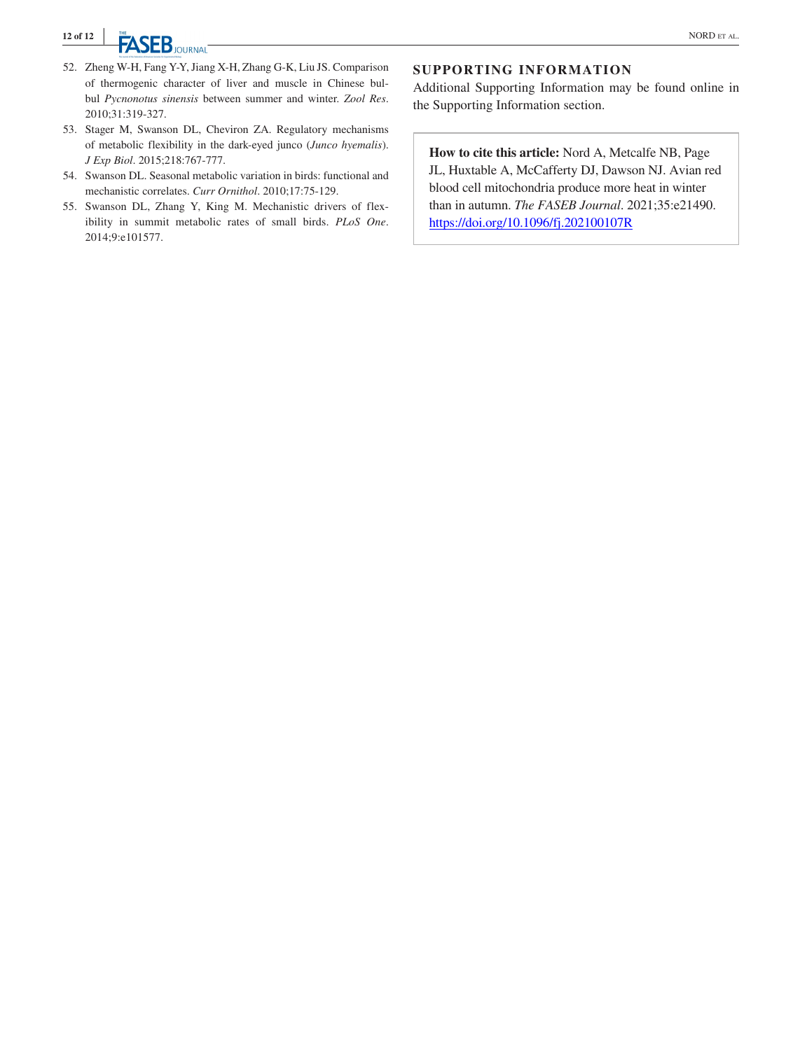52. Zheng W-H, Fang Y-Y, Jiang X-H, Zhang G-K, Liu JS. Comparison of thermogenic character of liver and muscle in Chinese bulbul *Pycnonotus sinensis* between summer and winter. *Zool Res*. 2010;31:319-327.
53. Stager M, Swanson DL, Cheviron ZA. Regulatory mechanisms of metabolic flexibility in the dark-eyed junco (*Junco hyemalis*). *J Exp Biol*. 2015;218:767-777.
54. Swanson DL. Seasonal metabolic variation in birds: functional and mechanistic correlates. *Curr Ornithol*. 2010;17:75-129.
55. Swanson DL, Zhang Y, King M. Mechanistic drivers of flexibility in summit metabolic rates of small birds. *PLoS One*. 2014;9:e101577.

## SUPPORTING INFORMATION

Additional Supporting Information may be found online in the Supporting Information section.

**How to cite this article:** Nord A, Metcalfe NB, Page JL, Huxtable A, McCafferty DJ, Dawson NJ. Avian red blood cell mitochondria produce more heat in winter than in autumn. *The FASEB Journal*. 2021;35:e21490. https://doi.org/10.1096/fj.202100107R